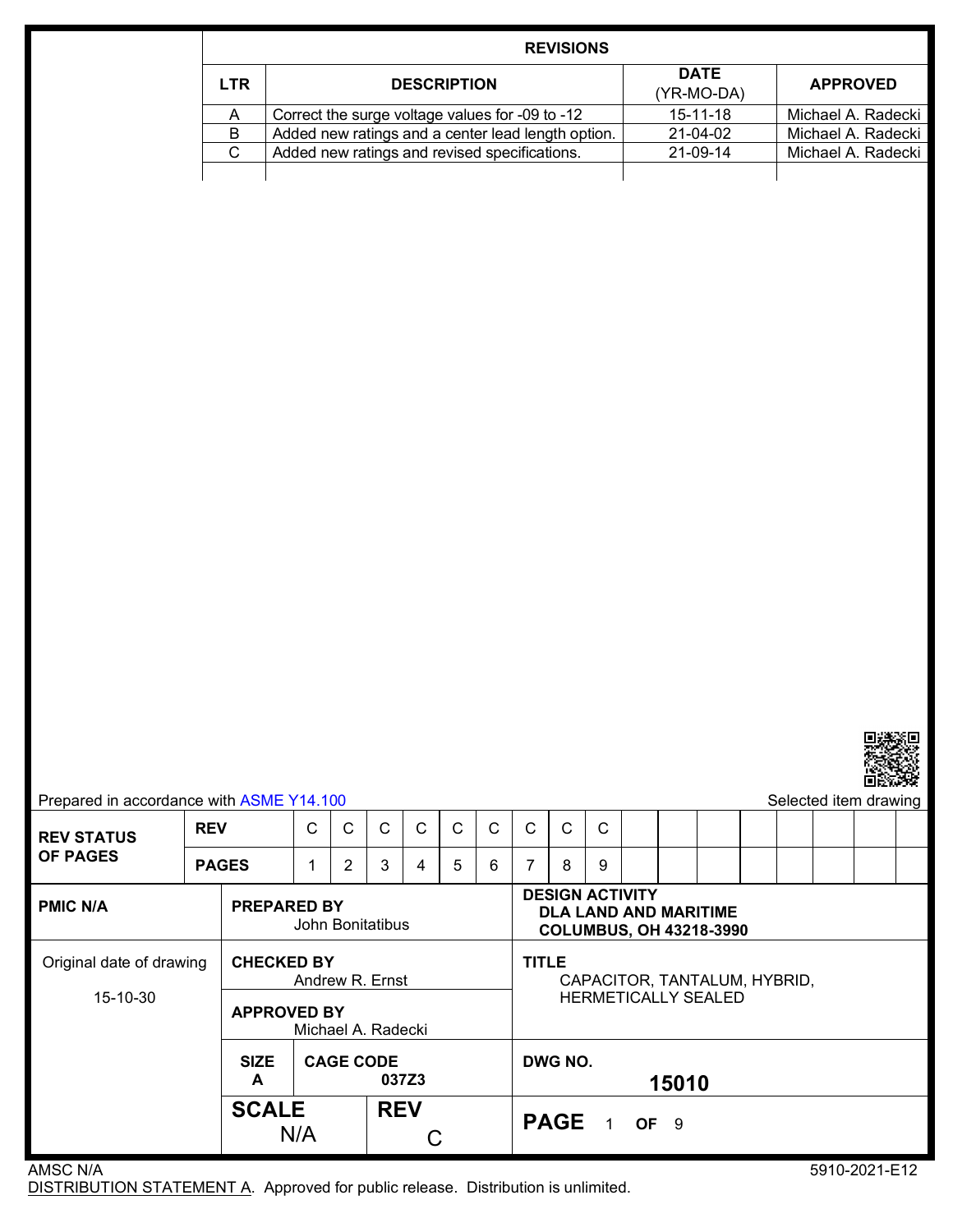## REVISIONS

| LTR | DESCRIPTION | DATE (YR-MO-DA) | APPROVED |
|---|---|---|---|
| A | Correct the surge voltage values for -09 to -12 | 15-11-18 | Michael A. Radecki |
| B | Added new ratings and a center lead length option. | 21-04-02 | Michael A. Radecki |
| C | Added new ratings and revised specifications. | 21-09-14 | Michael A. Radecki |
| | | | |

Prepared in accordance with ASME Y14.100

Selected item drawing

| REV STATUS OF PAGES | | | | | | | | | | |
|---|---|---|---|---|---|---|---|---|---|---|
| REV | C | C | C | C | C | C | C | C | C |
| PAGES | 1 | 2 | 3 | 4 | 5 | 6 | 7 | 8 | 9 |

| | | |
|---|---|---|
| **PMIC N/A** | **PREPARED BY** John Bonitatibus | **DESIGN ACTIVITY** **DLA LAND AND MARITIME COLUMBUS, OH 43218-3990** |
| Original date of drawing 15-10-30 | **CHECKED BY** Andrew R. Ernst | **TITLE** CAPACITOR, TANTALUM, HYBRID, HERMETICALLY SEALED |
| | **APPROVED BY** Michael A. Radecki | |
| | **SIZE** A / **CAGE CODE** 037Z3 | **DWG NO.** 15010 |
| | **SCALE** N/A / **REV** C | **PAGE** 1 **OF** 9 |

AMSC N/A

5910-2021-E12

DISTRIBUTION STATEMENT A. Approved for public release. Distribution is unlimited.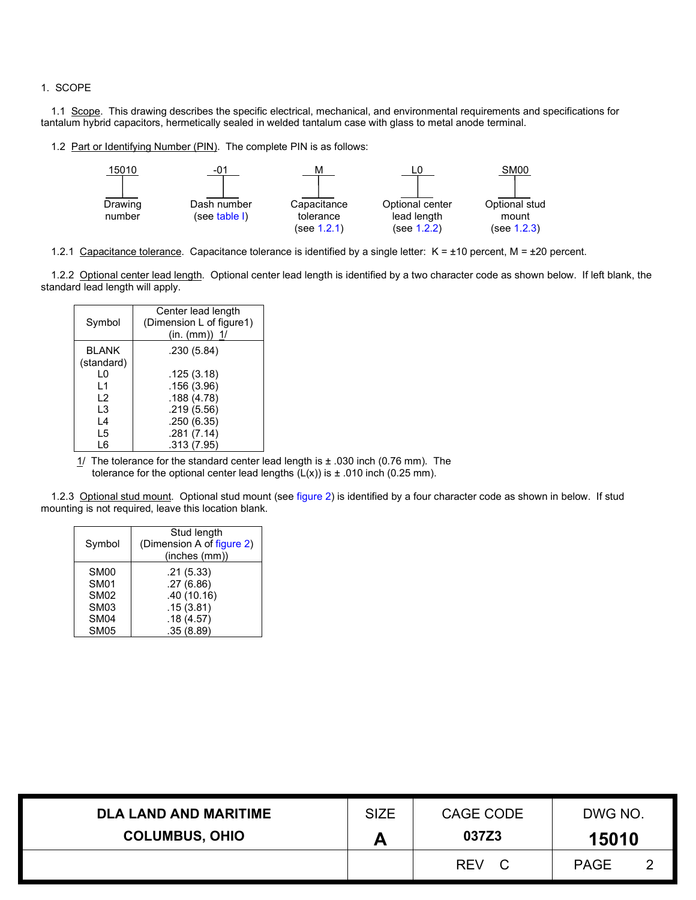1. SCOPE

1.1 Scope. This drawing describes the specific electrical, mechanical, and environmental requirements and specifications for tantalum hybrid capacitors, hermetically sealed in welded tantalum case with glass to metal anode terminal.

1.2 Part or Identifying Number (PIN). The complete PIN is as follows:

| 15010 | -01 | M | L0 | SM00 |
|---|---|---|---|---|
| Drawing number | Dash number (see table I) | Capacitance tolerance (see 1.2.1) | Optional center lead length (see 1.2.2) | Optional stud mount (see 1.2.3) |

1.2.1 Capacitance tolerance. Capacitance tolerance is identified by a single letter: K = ±10 percent, M = ±20 percent.

1.2.2 Optional center lead length. Optional center lead length is identified by a two character code as shown below. If left blank, the standard lead length will apply.

| Symbol | Center lead length (Dimension L of figure1) (in. (mm)) 1/ |
|---|---|
| BLANK (standard) | .230 (5.84) |
| L0 | .125 (3.18) |
| L1 | .156 (3.96) |
| L2 | .188 (4.78) |
| L3 | .219 (5.56) |
| L4 | .250 (6.35) |
| L5 | .281 (7.14) |
| L6 | .313 (7.95) |

1/ The tolerance for the standard center lead length is ± .030 inch (0.76 mm). The tolerance for the optional center lead lengths (L(x)) is ± .010 inch (0.25 mm).

1.2.3 Optional stud mount. Optional stud mount (see figure 2) is identified by a four character code as shown in below. If stud mounting is not required, leave this location blank.

| Symbol | Stud length (Dimension A of figure 2) (inches (mm)) |
|---|---|
| SM00 | .21 (5.33) |
| SM01 | .27 (6.86) |
| SM02 | .40 (10.16) |
| SM03 | .15 (3.81) |
| SM04 | .18 (4.57) |
| SM05 | .35 (8.89) |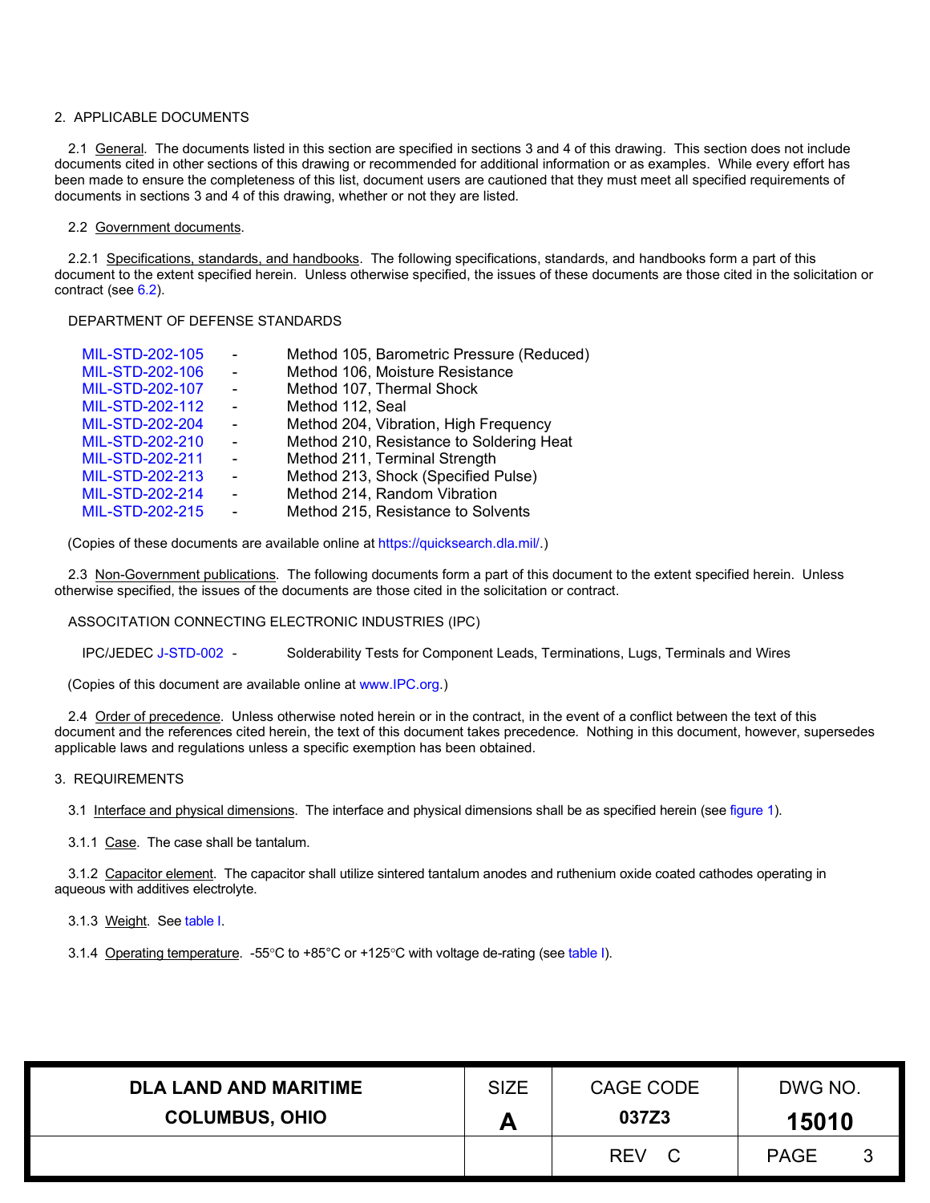## 2. APPLICABLE DOCUMENTS

2.1 General. The documents listed in this section are specified in sections 3 and 4 of this drawing. This section does not include documents cited in other sections of this drawing or recommended for additional information or as examples. While every effort has been made to ensure the completeness of this list, document users are cautioned that they must meet all specified requirements of documents in sections 3 and 4 of this drawing, whether or not they are listed.

2.2 Government documents.

2.2.1 Specifications, standards, and handbooks. The following specifications, standards, and handbooks form a part of this document to the extent specified herein. Unless otherwise specified, the issues of these documents are those cited in the solicitation or contract (see 6.2).

DEPARTMENT OF DEFENSE STANDARDS

| | | |
|---|---|---|
| MIL-STD-202-105 | - | Method 105, Barometric Pressure (Reduced) |
| MIL-STD-202-106 | - | Method 106, Moisture Resistance |
| MIL-STD-202-107 | - | Method 107, Thermal Shock |
| MIL-STD-202-112 | - | Method 112, Seal |
| MIL-STD-202-204 | - | Method 204, Vibration, High Frequency |
| MIL-STD-202-210 | - | Method 210, Resistance to Soldering Heat |
| MIL-STD-202-211 | - | Method 211, Terminal Strength |
| MIL-STD-202-213 | - | Method 213, Shock (Specified Pulse) |
| MIL-STD-202-214 | - | Method 214, Random Vibration |
| MIL-STD-202-215 | - | Method 215, Resistance to Solvents |

(Copies of these documents are available online at https://quicksearch.dla.mil/.)

2.3 Non-Government publications. The following documents form a part of this document to the extent specified herein. Unless otherwise specified, the issues of the documents are those cited in the solicitation or contract.

ASSOCITATION CONNECTING ELECTRONIC INDUSTRIES (IPC)

IPC/JEDEC J-STD-002 - Solderability Tests for Component Leads, Terminations, Lugs, Terminals and Wires

(Copies of this document are available online at www.IPC.org.)

2.4 Order of precedence. Unless otherwise noted herein or in the contract, in the event of a conflict between the text of this document and the references cited herein, the text of this document takes precedence. Nothing in this document, however, supersedes applicable laws and regulations unless a specific exemption has been obtained.

## 3. REQUIREMENTS

3.1 Interface and physical dimensions. The interface and physical dimensions shall be as specified herein (see figure 1).

3.1.1 Case. The case shall be tantalum.

3.1.2 Capacitor element. The capacitor shall utilize sintered tantalum anodes and ruthenium oxide coated cathodes operating in aqueous with additives electrolyte.

3.1.3 Weight. See table I.

3.1.4 Operating temperature. -55°C to +85°C or +125°C with voltage de-rating (see table I).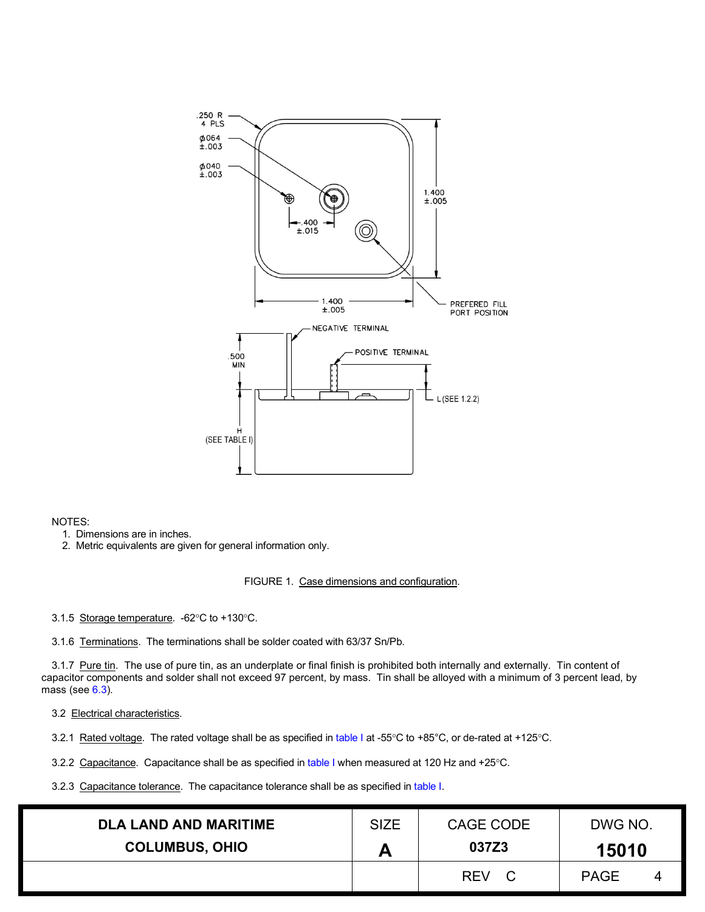NOTES:

1. Dimensions are in inches.
2. Metric equivalents are given for general information only.

FIGURE 1. Case dimensions and configuration.

3.1.5 Storage temperature. -62°C to +130°C.

3.1.6 Terminations. The terminations shall be solder coated with 63/37 Sn/Pb.

3.1.7 Pure tin. The use of pure tin, as an underplate or final finish is prohibited both internally and externally. Tin content of capacitor components and solder shall not exceed 97 percent, by mass. Tin shall be alloyed with a minimum of 3 percent lead, by mass (see 6.3).

3.2 Electrical characteristics.

3.2.1 Rated voltage. The rated voltage shall be as specified in table I at -55°C to +85°C, or de-rated at +125°C.

3.2.2 Capacitance. Capacitance shall be as specified in table I when measured at 120 Hz and +25°C.

3.2.3 Capacitance tolerance. The capacitance tolerance shall be as specified in table I.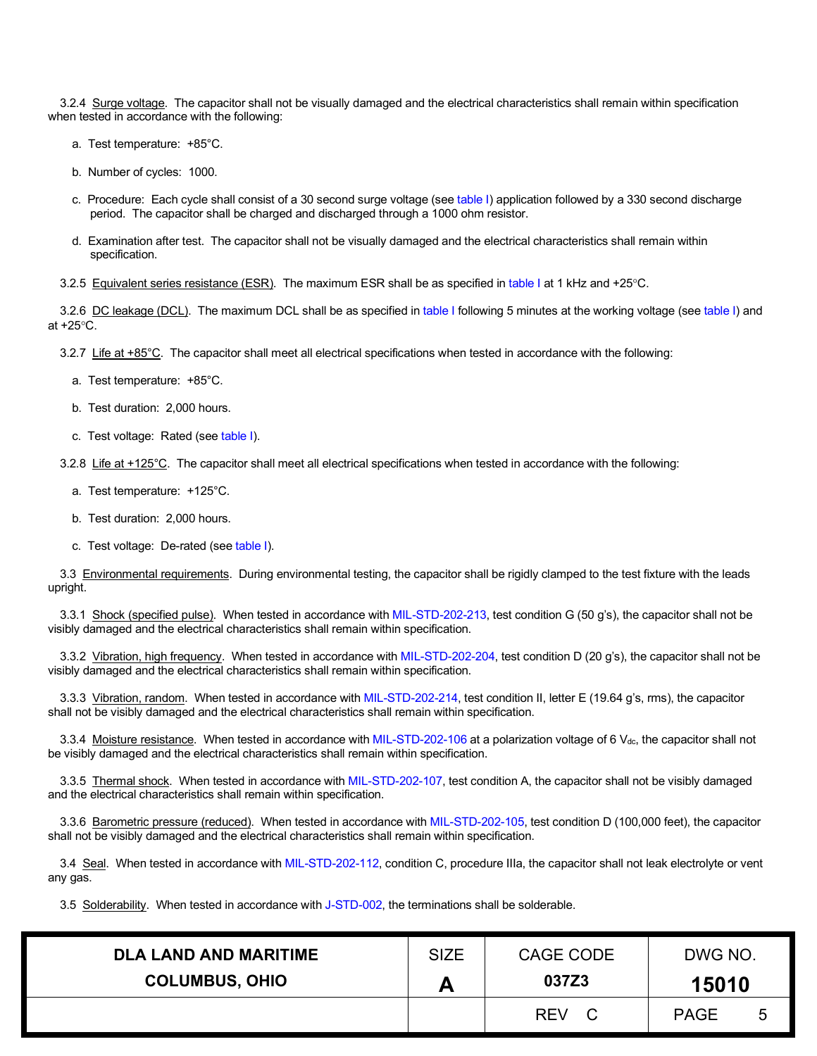3.2.4 Surge voltage. The capacitor shall not be visually damaged and the electrical characteristics shall remain within specification when tested in accordance with the following:

a. Test temperature: +85°C.

b. Number of cycles: 1000.

c. Procedure: Each cycle shall consist of a 30 second surge voltage (see table I) application followed by a 330 second discharge period. The capacitor shall be charged and discharged through a 1000 ohm resistor.

d. Examination after test. The capacitor shall not be visually damaged and the electrical characteristics shall remain within specification.

3.2.5 Equivalent series resistance (ESR). The maximum ESR shall be as specified in table I at 1 kHz and +25°C.

3.2.6 DC leakage (DCL). The maximum DCL shall be as specified in table I following 5 minutes at the working voltage (see table I) and at +25°C.

3.2.7 Life at +85°C. The capacitor shall meet all electrical specifications when tested in accordance with the following:

a. Test temperature: +85°C.

b. Test duration: 2,000 hours.

c. Test voltage: Rated (see table I).

3.2.8 Life at +125°C. The capacitor shall meet all electrical specifications when tested in accordance with the following:

a. Test temperature: +125°C.

b. Test duration: 2,000 hours.

c. Test voltage: De-rated (see table I).

3.3 Environmental requirements. During environmental testing, the capacitor shall be rigidly clamped to the test fixture with the leads upright.

3.3.1 Shock (specified pulse). When tested in accordance with MIL-STD-202-213, test condition G (50 g's), the capacitor shall not be visibly damaged and the electrical characteristics shall remain within specification.

3.3.2 Vibration, high frequency. When tested in accordance with MIL-STD-202-204, test condition D (20 g's), the capacitor shall not be visibly damaged and the electrical characteristics shall remain within specification.

3.3.3 Vibration, random. When tested in accordance with MIL-STD-202-214, test condition II, letter E (19.64 g's, rms), the capacitor shall not be visibly damaged and the electrical characteristics shall remain within specification.

3.3.4 Moisture resistance. When tested in accordance with MIL-STD-202-106 at a polarization voltage of 6 $V_{dc}$, the capacitor shall not be visibly damaged and the electrical characteristics shall remain within specification.

3.3.5 Thermal shock. When tested in accordance with MIL-STD-202-107, test condition A, the capacitor shall not be visibly damaged and the electrical characteristics shall remain within specification.

3.3.6 Barometric pressure (reduced). When tested in accordance with MIL-STD-202-105, test condition D (100,000 feet), the capacitor shall not be visibly damaged and the electrical characteristics shall remain within specification.

3.4 Seal. When tested in accordance with MIL-STD-202-112, condition C, procedure IIIa, the capacitor shall not leak electrolyte or vent any gas.

3.5 Solderability. When tested in accordance with J-STD-002, the terminations shall be solderable.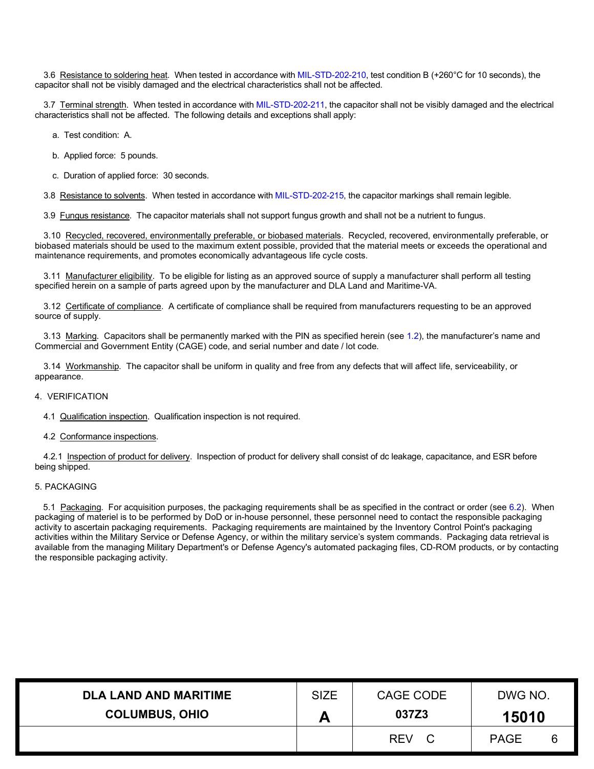3.6 Resistance to soldering heat. When tested in accordance with MIL-STD-202-210, test condition B (+260°C for 10 seconds), the capacitor shall not be visibly damaged and the electrical characteristics shall not be affected.

3.7 Terminal strength. When tested in accordance with MIL-STD-202-211, the capacitor shall not be visibly damaged and the electrical characteristics shall not be affected. The following details and exceptions shall apply:

a. Test condition: A.

b. Applied force: 5 pounds.

c. Duration of applied force: 30 seconds.

3.8 Resistance to solvents. When tested in accordance with MIL-STD-202-215, the capacitor markings shall remain legible.

3.9 Fungus resistance. The capacitor materials shall not support fungus growth and shall not be a nutrient to fungus.

3.10 Recycled, recovered, environmentally preferable, or biobased materials. Recycled, recovered, environmentally preferable, or biobased materials should be used to the maximum extent possible, provided that the material meets or exceeds the operational and maintenance requirements, and promotes economically advantageous life cycle costs.

3.11 Manufacturer eligibility. To be eligible for listing as an approved source of supply a manufacturer shall perform all testing specified herein on a sample of parts agreed upon by the manufacturer and DLA Land and Maritime-VA.

3.12 Certificate of compliance. A certificate of compliance shall be required from manufacturers requesting to be an approved source of supply.

3.13 Marking. Capacitors shall be permanently marked with the PIN as specified herein (see 1.2), the manufacturer's name and Commercial and Government Entity (CAGE) code, and serial number and date / lot code.

3.14 Workmanship. The capacitor shall be uniform in quality and free from any defects that will affect life, serviceability, or appearance.

## 4. VERIFICATION

4.1 Qualification inspection. Qualification inspection is not required.

4.2 Conformance inspections.

4.2.1 Inspection of product for delivery. Inspection of product for delivery shall consist of dc leakage, capacitance, and ESR before being shipped.

## 5. PACKAGING

5.1 Packaging. For acquisition purposes, the packaging requirements shall be as specified in the contract or order (see 6.2). When packaging of materiel is to be performed by DoD or in-house personnel, these personnel need to contact the responsible packaging activity to ascertain packaging requirements. Packaging requirements are maintained by the Inventory Control Point's packaging activities within the Military Service or Defense Agency, or within the military service's system commands. Packaging data retrieval is available from the managing Military Department's or Defense Agency's automated packaging files, CD-ROM products, or by contacting the responsible packaging activity.

| DLA LAND AND MARITIME COLUMBUS, OHIO | SIZE A | CAGE CODE 037Z3 | DWG NO. 15010 |
|---|---|---|---|
| | | REV C | PAGE 6 |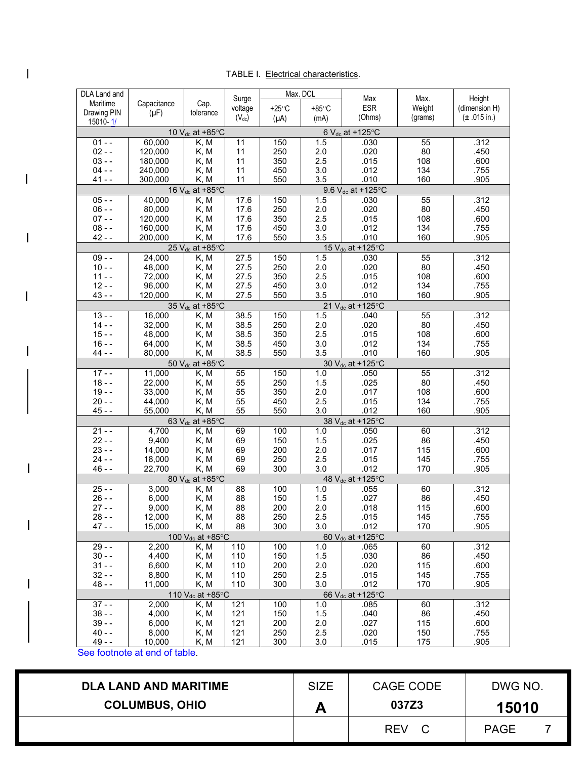TABLE I. Electrical characteristics.

| DLA Land and Maritime Drawing PIN 15010- 1/ | Capacitance (µF) | Cap. tolerance | Surge voltage ($V_{dc}$) | Max. DCL | | Max ESR (Ohms) | Max. Weight (grams) | Height (dimension H) (± .015 in.) |
|---|---|---|---|---|---|---|---|---|
| | | | | +25°C (µA) | +85°C (mA) | | | |
| 10 $V_{dc}$ at +85°C | | | | 6 $V_{dc}$ at +125°C | | | | |
| 01 - - | 60,000 | K, M | 11 | 150 | 1.5 | .030 | 55 | .312 |
| 02 - - | 120,000 | K, M | 11 | 250 | 2.0 | .020 | 80 | .450 |
| 03 - - | 180,000 | K, M | 11 | 350 | 2.5 | .015 | 108 | .600 |
| 04 - - | 240,000 | K, M | 11 | 450 | 3.0 | .012 | 134 | .755 |
| 41 - - | 300,000 | K, M | 11 | 550 | 3.5 | .010 | 160 | .905 |
| 16 $V_{dc}$ at +85°C | | | | 9.6 $V_{dc}$ at +125°C | | | | |
| 05 - - | 40,000 | K, M | 17.6 | 150 | 1.5 | .030 | 55 | .312 |
| 06 - - | 80,000 | K, M | 17.6 | 250 | 2.0 | .020 | 80 | .450 |
| 07 - - | 120,000 | K, M | 17.6 | 350 | 2.5 | .015 | 108 | .600 |
| 08 - - | 160,000 | K, M | 17.6 | 450 | 3.0 | .012 | 134 | .755 |
| 42 - - | 200,000 | K, M | 17.6 | 550 | 3.5 | .010 | 160 | .905 |
| 25 $V_{dc}$ at +85°C | | | | 15 $V_{dc}$ at +125°C | | | | |
| 09 - - | 24,000 | K, M | 27.5 | 150 | 1.5 | .030 | 55 | .312 |
| 10 - - | 48,000 | K, M | 27.5 | 250 | 2.0 | .020 | 80 | .450 |
| 11 - - | 72,000 | K, M | 27.5 | 350 | 2.5 | .015 | 108 | .600 |
| 12 - - | 96,000 | K, M | 27.5 | 450 | 3.0 | .012 | 134 | .755 |
| 43 - - | 120,000 | K, M | 27.5 | 550 | 3.5 | .010 | 160 | .905 |
| 35 $V_{dc}$ at +85°C | | | | 21 $V_{dc}$ at +125°C | | | | |
| 13 - - | 16,000 | K, M | 38.5 | 150 | 1.5 | .040 | 55 | .312 |
| 14 - - | 32,000 | K, M | 38.5 | 250 | 2.0 | .020 | 80 | .450 |
| 15 - - | 48,000 | K, M | 38.5 | 350 | 2.5 | .015 | 108 | .600 |
| 16 - - | 64,000 | K, M | 38.5 | 450 | 3.0 | .012 | 134 | .755 |
| 44 - - | 80,000 | K, M | 38.5 | 550 | 3.5 | .010 | 160 | .905 |
| 50 $V_{dc}$ at +85°C | | | | 30 $V_{dc}$ at +125°C | | | | |
| 17 - - | 11,000 | K, M | 55 | 150 | 1.0 | .050 | 55 | .312 |
| 18 - - | 22,000 | K, M | 55 | 250 | 1.5 | .025 | 80 | .450 |
| 19 - - | 33,000 | K, M | 55 | 350 | 2.0 | .017 | 108 | .600 |
| 20 - - | 44,000 | K, M | 55 | 450 | 2.5 | .015 | 134 | .755 |
| 45 - - | 55,000 | K, M | 55 | 550 | 3.0 | .012 | 160 | .905 |
| 63 $V_{dc}$ at +85°C | | | | 38 $V_{dc}$ at +125°C | | | | |
| 21 - - | 4,700 | K, M | 69 | 100 | 1.0 | .050 | 60 | .312 |
| 22 - - | 9,400 | K, M | 69 | 150 | 1.5 | .025 | 86 | .450 |
| 23 - - | 14,000 | K, M | 69 | 200 | 2.0 | .017 | 115 | .600 |
| 24 - - | 18,000 | K, M | 69 | 250 | 2.5 | .015 | 145 | .755 |
| 46 - - | 22,700 | K, M | 69 | 300 | 3.0 | .012 | 170 | .905 |
| 80 $V_{dc}$ at +85°C | | | | 48 $V_{dc}$ at +125°C | | | | |
| 25 - - | 3,000 | K, M | 88 | 100 | 1.0 | .055 | 60 | .312 |
| 26 - - | 6,000 | K, M | 88 | 150 | 1.5 | .027 | 86 | .450 |
| 27 - - | 9,000 | K, M | 88 | 200 | 2.0 | .018 | 115 | .600 |
| 28 - - | 12,000 | K, M | 88 | 250 | 2.5 | .015 | 145 | .755 |
| 47 - - | 15,000 | K, M | 88 | 300 | 3.0 | .012 | 170 | .905 |
| 100 $V_{dc}$ at +85°C | | | | 60 $V_{dc}$ at +125°C | | | | |
| 29 - - | 2,200 | K, M | 110 | 100 | 1.0 | .065 | 60 | .312 |
| 30 - - | 4,400 | K, M | 110 | 150 | 1.5 | .030 | 86 | .450 |
| 31 - - | 6,600 | K, M | 110 | 200 | 2.0 | .020 | 115 | .600 |
| 32 - - | 8,800 | K, M | 110 | 250 | 2.5 | .015 | 145 | .755 |
| 48 - - | 11,000 | K, M | 110 | 300 | 3.0 | .012 | 170 | .905 |
| 110 $V_{dc}$ at +85°C | | | | 66 $V_{dc}$ at +125°C | | | | |
| 37 - - | 2,000 | K, M | 121 | 100 | 1.0 | .085 | 60 | .312 |
| 38 - - | 4,000 | K, M | 121 | 150 | 1.5 | .040 | 86 | .450 |
| 39 - - | 6,000 | K, M | 121 | 200 | 2.0 | .027 | 115 | .600 |
| 40 - - | 8,000 | K, M | 121 | 250 | 2.5 | .020 | 150 | .755 |
| 49 - - | 10,000 | K, M | 121 | 300 | 3.0 | .015 | 175 | .905 |

See footnote at end of table.

| DLA LAND AND MARITIME COLUMBUS, OHIO | SIZE A | CAGE CODE 037Z3 | DWG NO. 15010 |
|---|---|---|---|
| | | REV C | PAGE 7 |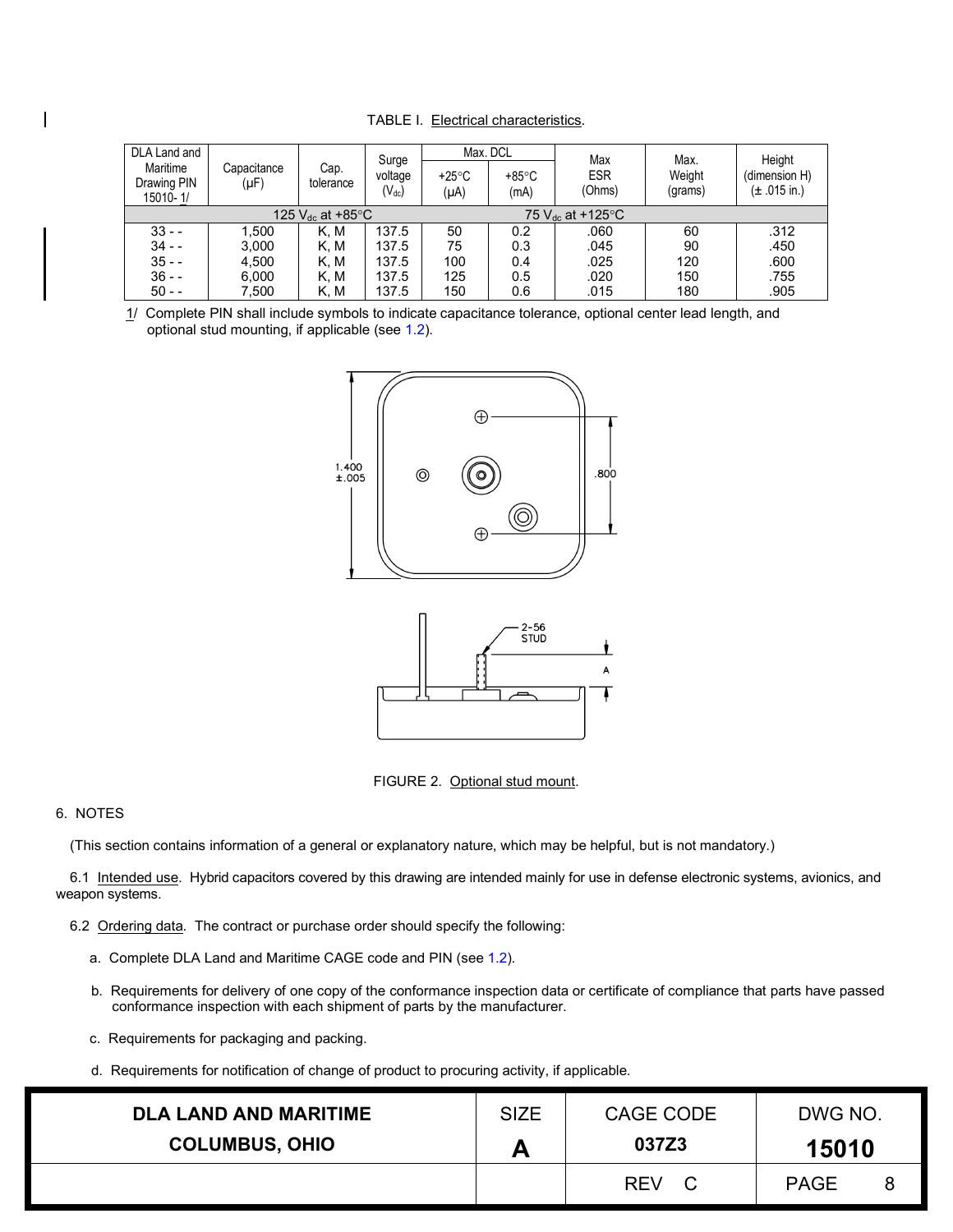TABLE I. Electrical characteristics.

| DLA Land and Maritime Drawing PIN 15010- 1/ | Capacitance (µF) | Cap. tolerance | Surge voltage ($V_{dc}$) | Max. DCL | | Max ESR (Ohms) | Max. Weight (grams) | Height (dimension H) (± .015 in.) |
|---|---|---|---|---|---|---|---|---|
| | | | | +25°C (µA) | +85°C (mA) | | | |
| 125 $V_{dc}$ at +85°C | | | | 75 $V_{dc}$ at +125°C | | | | |
| 33 - - | 1,500 | K, M | 137.5 | 50 | 0.2 | .060 | 60 | .312 |
| 34 - - | 3,000 | K, M | 137.5 | 75 | 0.3 | .045 | 90 | .450 |
| 35 - - | 4,500 | K, M | 137.5 | 100 | 0.4 | .025 | 120 | .600 |
| 36 - - | 6,000 | K, M | 137.5 | 125 | 0.5 | .020 | 150 | .755 |
| 50 - - | 7,500 | K, M | 137.5 | 150 | 0.6 | .015 | 180 | .905 |

1/ Complete PIN shall include symbols to indicate capacitance tolerance, optional center lead length, and optional stud mounting, if applicable (see 1.2).

FIGURE 2. Optional stud mount.

6. NOTES

(This section contains information of a general or explanatory nature, which may be helpful, but is not mandatory.)

6.1 Intended use. Hybrid capacitors covered by this drawing are intended mainly for use in defense electronic systems, avionics, and weapon systems.

6.2 Ordering data. The contract or purchase order should specify the following:

a. Complete DLA Land and Maritime CAGE code and PIN (see 1.2).

b. Requirements for delivery of one copy of the conformance inspection data or certificate of compliance that parts have passed conformance inspection with each shipment of parts by the manufacturer.

c. Requirements for packaging and packing.

d. Requirements for notification of change of product to procuring activity, if applicable.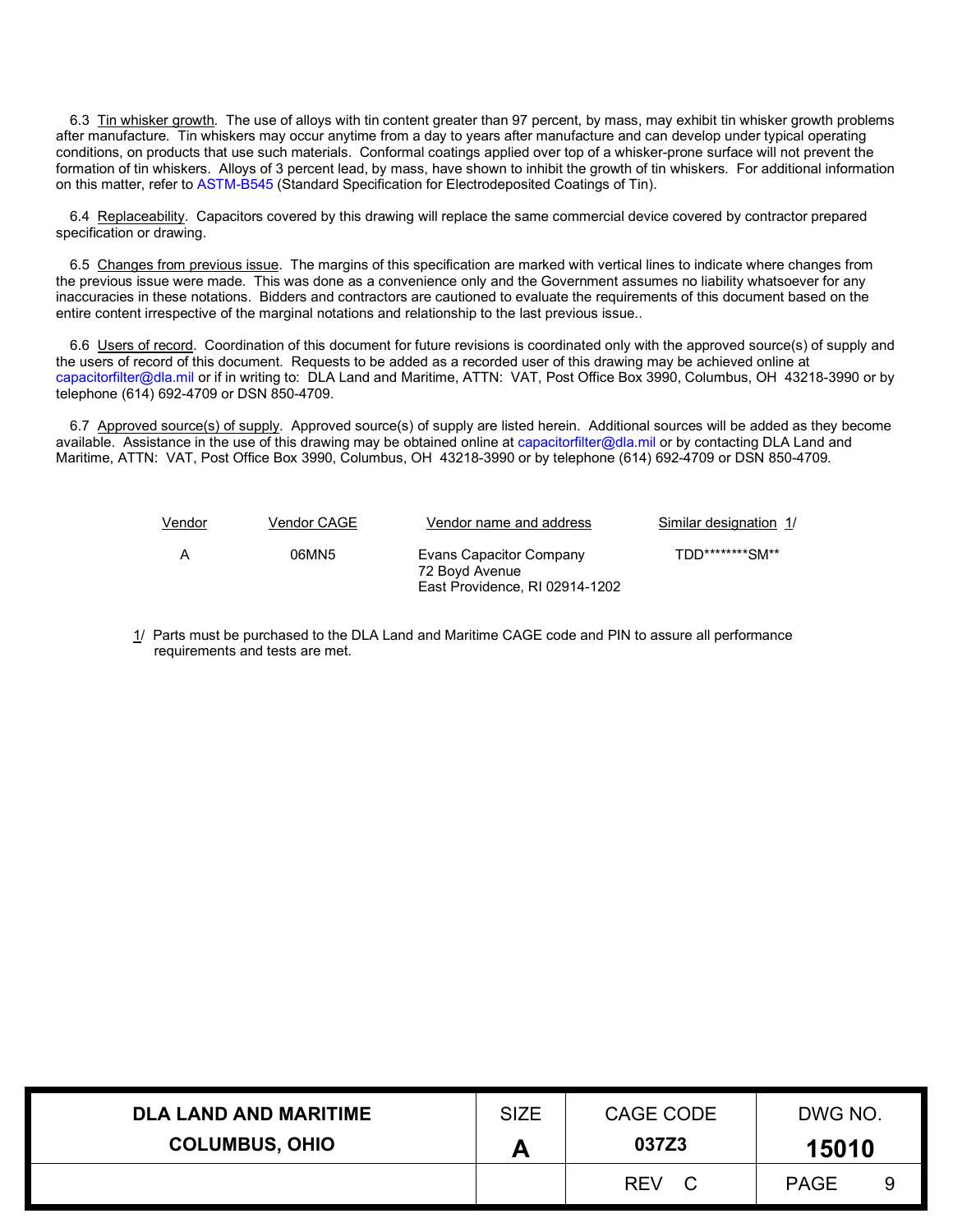6.3 Tin whisker growth. The use of alloys with tin content greater than 97 percent, by mass, may exhibit tin whisker growth problems after manufacture. Tin whiskers may occur anytime from a day to years after manufacture and can develop under typical operating conditions, on products that use such materials. Conformal coatings applied over top of a whisker-prone surface will not prevent the formation of tin whiskers. Alloys of 3 percent lead, by mass, have shown to inhibit the growth of tin whiskers. For additional information on this matter, refer to ASTM-B545 (Standard Specification for Electrodeposited Coatings of Tin).

6.4 Replaceability. Capacitors covered by this drawing will replace the same commercial device covered by contractor prepared specification or drawing.

6.5 Changes from previous issue. The margins of this specification are marked with vertical lines to indicate where changes from the previous issue were made. This was done as a convenience only and the Government assumes no liability whatsoever for any inaccuracies in these notations. Bidders and contractors are cautioned to evaluate the requirements of this document based on the entire content irrespective of the marginal notations and relationship to the last previous issue..

6.6 Users of record. Coordination of this document for future revisions is coordinated only with the approved source(s) of supply and the users of record of this document. Requests to be added as a recorded user of this drawing may be achieved online at capacitorfilter@dla.mil or if in writing to: DLA Land and Maritime, ATTN: VAT, Post Office Box 3990, Columbus, OH 43218-3990 or by telephone (614) 692-4709 or DSN 850-4709.

6.7 Approved source(s) of supply. Approved source(s) of supply are listed herein. Additional sources will be added as they become available. Assistance in the use of this drawing may be obtained online at capacitorfilter@dla.mil or by contacting DLA Land and Maritime, ATTN: VAT, Post Office Box 3990, Columbus, OH 43218-3990 or by telephone (614) 692-4709 or DSN 850-4709.

| Vendor | Vendor CAGE | Vendor name and address | Similar designation 1/ |
|---|---|---|---|
| A | 06MN5 | Evans Capacitor Company<br>72 Boyd Avenue<br>East Providence, RI 02914-1202 | TDD********SM** |

1/ Parts must be purchased to the DLA Land and Maritime CAGE code and PIN to assure all performance requirements and tests are met.

| DLA LAND AND MARITIME COLUMBUS, OHIO | SIZE A | CAGE CODE 037Z3 | DWG NO. 15010 |
|---|---|---|---|
| | | REV C | PAGE 9 |